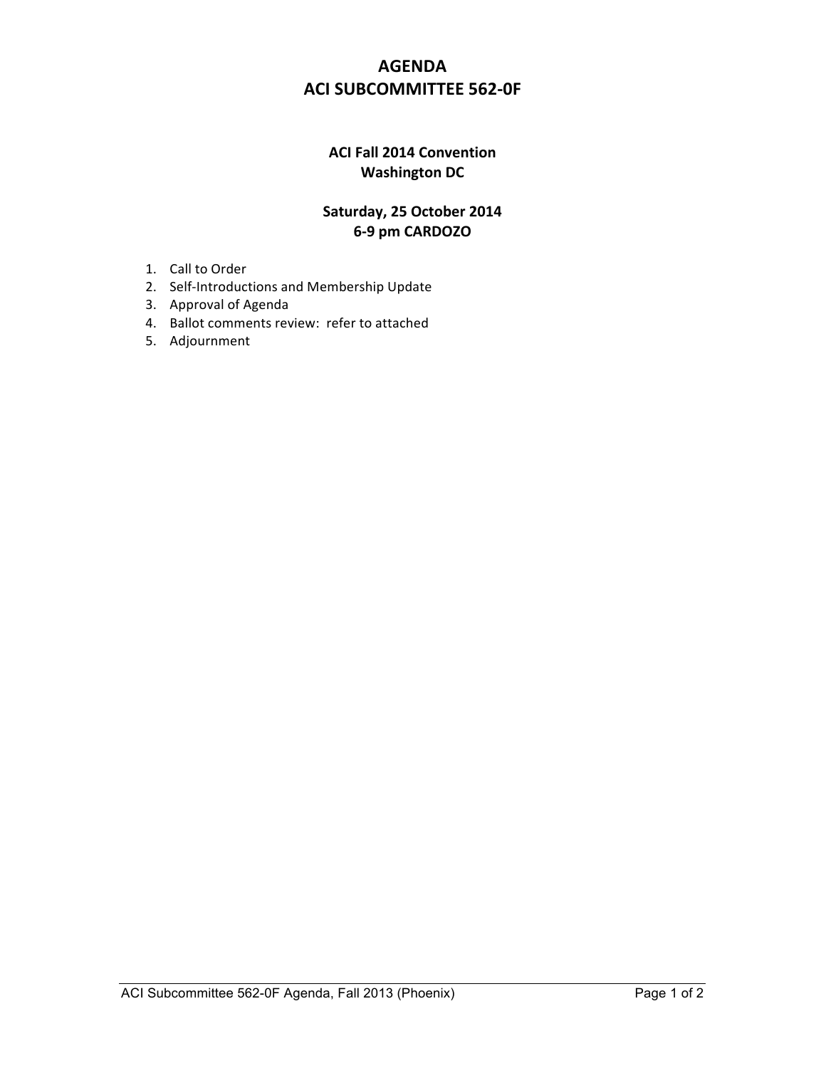# AGENDA
# ACI SUBCOMMITTEE 562-0F

## ACI Fall 2014 Convention
## Washington DC

## Saturday, 25 October 2014
## 6-9 pm CARDOZO

1. Call to Order
2. Self-Introductions and Membership Update
3. Approval of Agenda
4. Ballot comments review: refer to attached
5. Adjournment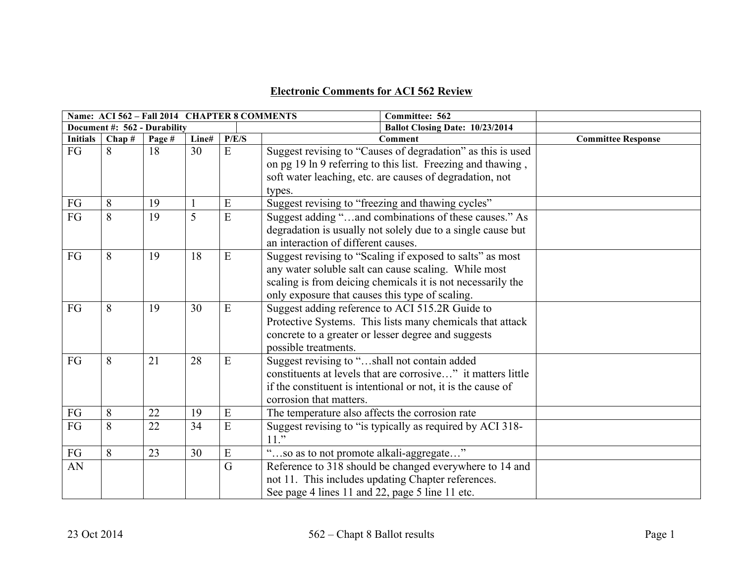## Electronic Comments for ACI 562 Review

| **Name: ACI 562 – Fall 2014 CHAPTER 8 COMMENTS** | | | | | | **Committee: 562** | |
|---|---|---|---|---|---|---|---|
| **Document #: 562 - Durability** | | | | | | **Ballot Closing Date: 10/23/2014** | |
| **Initials** | **Chap #** | **Page #** | **Line#** | **P/E/S** | **Comment** | | **Committee Response** |
| FG | 8 | 18 | 30 | E | Suggest revising to "Causes of degradation" as this is used on pg 19 ln 9 referring to this list. Freezing and thawing , soft water leaching, etc. are causes of degradation, not types. | | |
| FG | 8 | 19 | 1 | E | Suggest revising to "freezing and thawing cycles" | | |
| FG | 8 | 19 | 5 | E | Suggest adding "…and combinations of these causes." As degradation is usually not solely due to a single cause but an interaction of different causes. | | |
| FG | 8 | 19 | 18 | E | Suggest revising to "Scaling if exposed to salts" as most any water soluble salt can cause scaling. While most scaling is from deicing chemicals it is not necessarily the only exposure that causes this type of scaling. | | |
| FG | 8 | 19 | 30 | E | Suggest adding reference to ACI 515.2R Guide to Protective Systems. This lists many chemicals that attack concrete to a greater or lesser degree and suggests possible treatments. | | |
| FG | 8 | 21 | 28 | E | Suggest revising to "…shall not contain added constituents at levels that are corrosive…" it matters little if the constituent is intentional or not, it is the cause of corrosion that matters. | | |
| FG | 8 | 22 | 19 | E | The temperature also affects the corrosion rate | | |
| FG | 8 | 22 | 34 | E | Suggest revising to "is typically as required by ACI 318-11." | | |
| FG | 8 | 23 | 30 | E | "…so as to not promote alkali-aggregate…" | | |
| AN | | | | G | Reference to 318 should be changed everywhere to 14 and not 11. This includes updating Chapter references. See page 4 lines 11 and 22, page 5 line 11 etc. | | |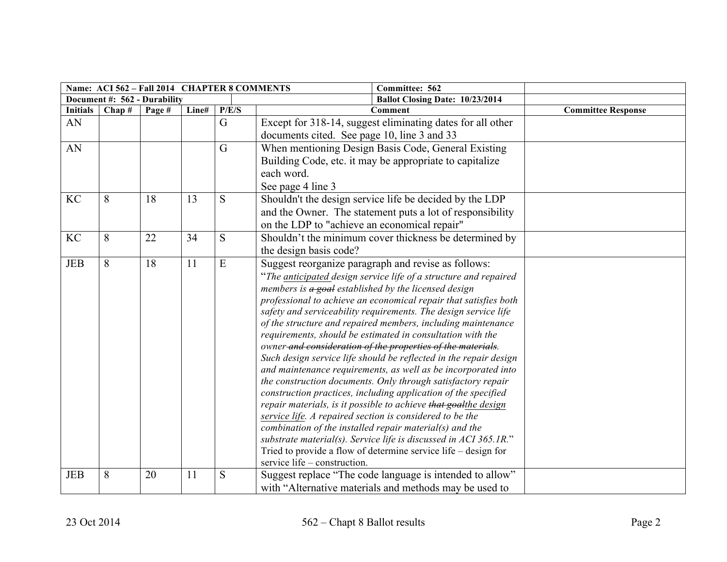| Name: ACI 562 – Fall 2014 CHAPTER 8 COMMENTS | | | | | | Committee: 562 | |
|---|---|---|---|---|---|---|---|
| Document #: 562 - Durability | | | | | | Ballot Closing Date: 10/23/2014 | |
| Initials | Chap # | Page # | Line# | P/E/S | Comment | | Committee Response |
| AN | | | | G | Except for 318-14, suggest eliminating dates for all other documents cited. See page 10, line 3 and 33 | | |
| AN | | | | G | When mentioning Design Basis Code, General Existing Building Code, etc. it may be appropriate to capitalize each word. See page 4 line 3 | | |
| KC | 8 | 18 | 13 | S | Shouldn't the design service life be decided by the LDP and the Owner. The statement puts a lot of responsibility on the LDP to "achieve an economical repair" | | |
| KC | 8 | 22 | 34 | S | Shouldn't the minimum cover thickness be determined by the design basis code? | | |
| JEB | 8 | 18 | 11 | E | Suggest reorganize paragraph and revise as follows: "*The anticipated design service life of a structure and repaired members is ~~a goal~~ established by the licensed design professional to achieve an economical repair that satisfies both safety and serviceability requirements. The design service life of the structure and repaired members, including maintenance requirements, should be estimated in consultation with the owner ~~and consideration of the properties of the materials~~. Such design service life should be reflected in the repair design and maintenance requirements, as well as be incorporated into the construction documents. Only through satisfactory repair construction practices, including application of the specified repair materials, is it possible to achieve ~~that goal~~the design service life. A repaired section is considered to be the combination of the installed repair material(s) and the substrate material(s). Service life is discussed in ACI 365.1R.*" Tried to provide a flow of determine service life – design for service life – construction. | | |
| JEB | 8 | 20 | 11 | S | Suggest replace "The code language is intended to allow" with "Alternative materials and methods may be used to | | |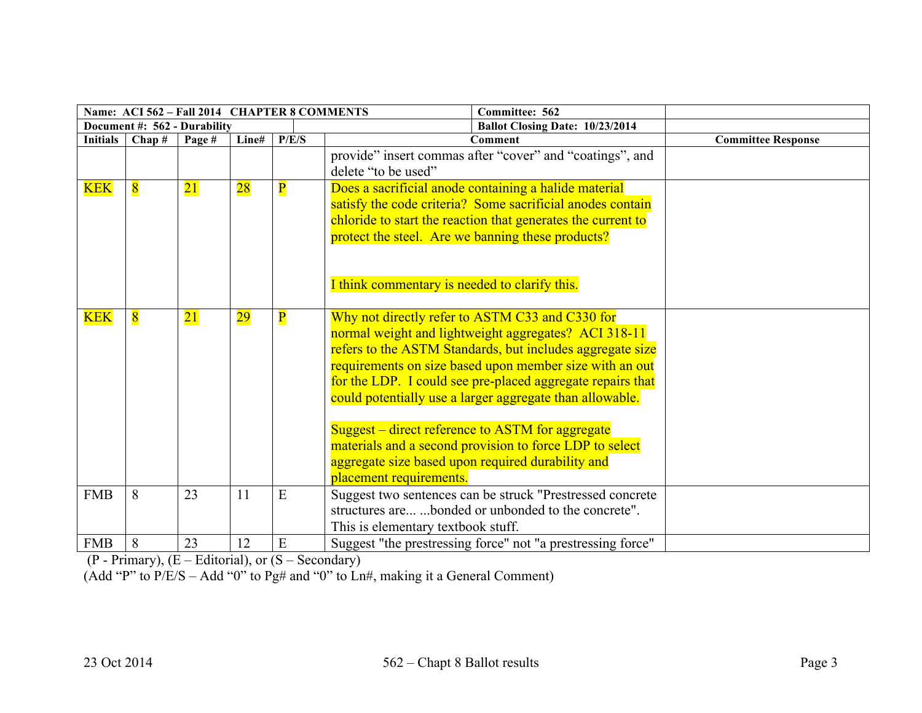| Name: ACI 562 – Fall 2014 CHAPTER 8 COMMENTS | | | | | | Committee: 562 | |
|---|---|---|---|---|---|---|---|
| Document #: 562 - Durability | | | | | | Ballot Closing Date: 10/23/2014 | |
| Initials | Chap # | Page # | Line# | P/E/S | Comment | | Committee Response |
| | | | | | provide" insert commas after "cover" and "coatings", and delete "to be used" | | |
| KEK | 8 | 21 | 28 | P | Does a sacrificial anode containing a halide material satisfy the code criteria? Some sacrificial anodes contain chloride to start the reaction that generates the current to protect the steel. Are we banning these products?<br><br>I think commentary is needed to clarify this. | | |
| KEK | 8 | 21 | 29 | P | Why not directly refer to ASTM C33 and C330 for normal weight and lightweight aggregates? ACI 318-11 refers to the ASTM Standards, but includes aggregate size requirements on size based upon member size with an out for the LDP. I could see pre-placed aggregate repairs that could potentially use a larger aggregate than allowable.<br><br>Suggest – direct reference to ASTM for aggregate materials and a second provision to force LDP to select aggregate size based upon required durability and placement requirements. | | |
| FMB | 8 | 23 | 11 | E | Suggest two sentences can be struck "Prestressed concrete structures are... ...bonded or unbonded to the concrete". This is elementary textbook stuff. | | |
| FMB | 8 | 23 | 12 | E | Suggest "the prestressing force" not "a prestressing force" | | |

(P - Primary), (E – Editorial), or (S – Secondary)

(Add "P" to P/E/S – Add "0" to Pg# and "0" to Ln#, making it a General Comment)